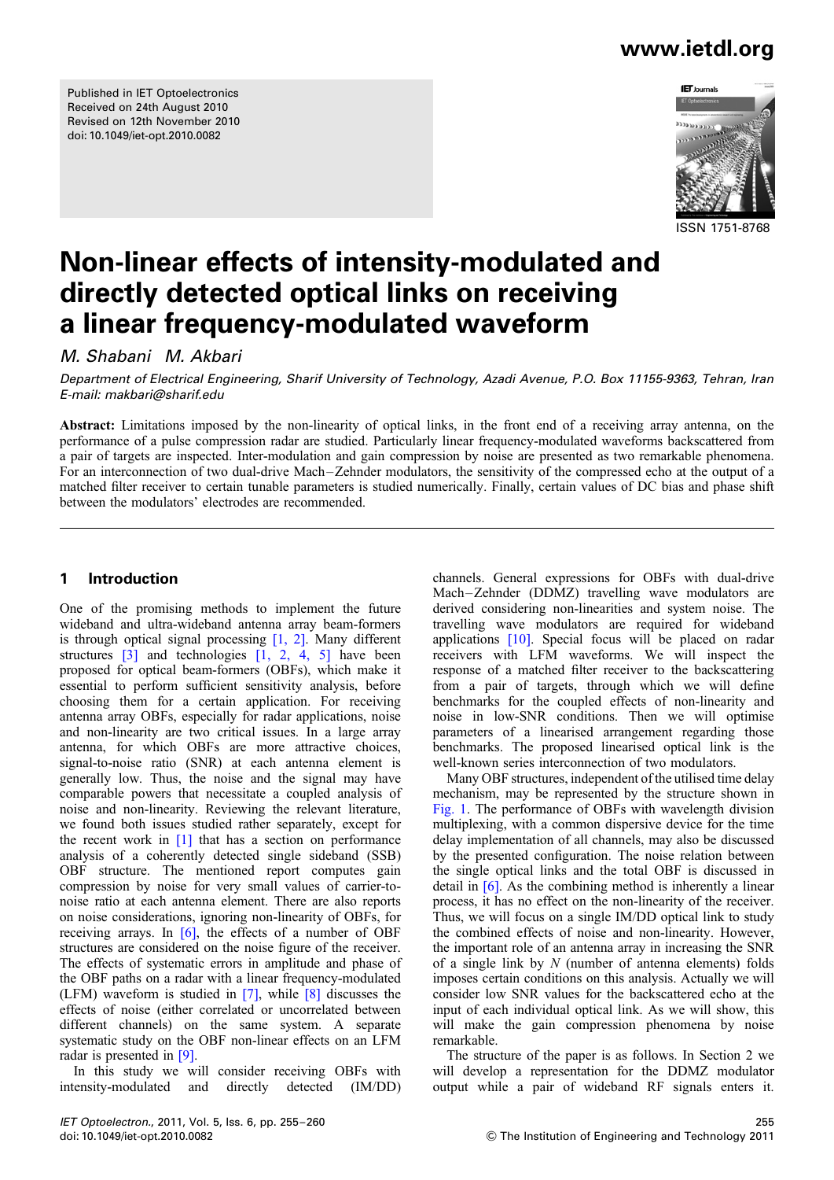Published in IET Optoelectronics
Received on 24th August 2010
Revised on 12th November 2010
doi: 10.1049/iet-opt.2010.0082

ISSN 1751-8768

# Non-linear effects of intensity-modulated and directly detected optical links on receiving a linear frequency-modulated waveform

*M. Shabani M. Akbari*

*Department of Electrical Engineering, Sharif University of Technology, Azadi Avenue, P.O. Box 11155-9363, Tehran, Iran*
*E-mail: makbari@sharif.edu*

**Abstract:** Limitations imposed by the non-linearity of optical links, in the front end of a receiving array antenna, on the performance of a pulse compression radar are studied. Particularly linear frequency-modulated waveforms backscattered from a pair of targets are inspected. Inter-modulation and gain compression by noise are presented as two remarkable phenomena. For an interconnection of two dual-drive Mach–Zehnder modulators, the sensitivity of the compressed echo at the output of a matched filter receiver to certain tunable parameters is studied numerically. Finally, certain values of DC bias and phase shift between the modulators' electrodes are recommended.

## 1 Introduction

One of the promising methods to implement the future wideband and ultra-wideband antenna array beam-formers is through optical signal processing [1, 2]. Many different structures [3] and technologies [1, 2, 4, 5] have been proposed for optical beam-formers (OBFs), which make it essential to perform sufficient sensitivity analysis, before choosing them for a certain application. For receiving antenna array OBFs, especially for radar applications, noise and non-linearity are two critical issues. In a large array antenna, for which OBFs are more attractive choices, signal-to-noise ratio (SNR) at each antenna element is generally low. Thus, the noise and the signal may have comparable powers that necessitate a coupled analysis of noise and non-linearity. Reviewing the relevant literature, we found both issues studied rather separately, except for the recent work in [1] that has a section on performance analysis of a coherently detected single sideband (SSB) OBF structure. The mentioned report computes gain compression by noise for very small values of carrier-to-noise ratio at each antenna element. There are also reports on noise considerations, ignoring non-linearity of OBFs, for receiving arrays. In [6], the effects of a number of OBF structures are considered on the noise figure of the receiver. The effects of systematic errors in amplitude and phase of the OBF paths on a radar with a linear frequency-modulated (LFM) waveform is studied in [7], while [8] discusses the effects of noise (either correlated or uncorrelated between different channels) on the same system. A separate systematic study on the OBF non-linear effects on an LFM radar is presented in [9].

In this study we will consider receiving OBFs with intensity-modulated and directly detected (IM/DD) channels. General expressions for OBFs with dual-drive Mach–Zehnder (DDMZ) travelling wave modulators are derived considering non-linearities and system noise. The travelling wave modulators are required for wideband applications [10]. Special focus will be placed on radar receivers with LFM waveforms. We will inspect the response of a matched filter receiver to the backscattering from a pair of targets, through which we will define benchmarks for the coupled effects of non-linearity and noise in low-SNR conditions. Then we will optimise parameters of a linearised arrangement regarding those benchmarks. The proposed linearised optical link is the well-known series interconnection of two modulators.

Many OBF structures, independent of the utilised time delay mechanism, may be represented by the structure shown in Fig. 1. The performance of OBFs with wavelength division multiplexing, with a common dispersive device for the time delay implementation of all channels, may also be discussed by the presented configuration. The noise relation between the single optical links and the total OBF is discussed in detail in [6]. As the combining method is inherently a linear process, it has no effect on the non-linearity of the receiver. Thus, we will focus on a single IM/DD optical link to study the combined effects of noise and non-linearity. However, the important role of an antenna array in increasing the SNR of a single link by $N$ (number of antenna elements) folds imposes certain conditions on this analysis. Actually we will consider low SNR values for the backscattered echo at the input of each individual optical link. As we will show, this will make the gain compression phenomena by noise remarkable.

The structure of the paper is as follows. In Section 2 we will develop a representation for the DDMZ modulator output while a pair of wideband RF signals enters it.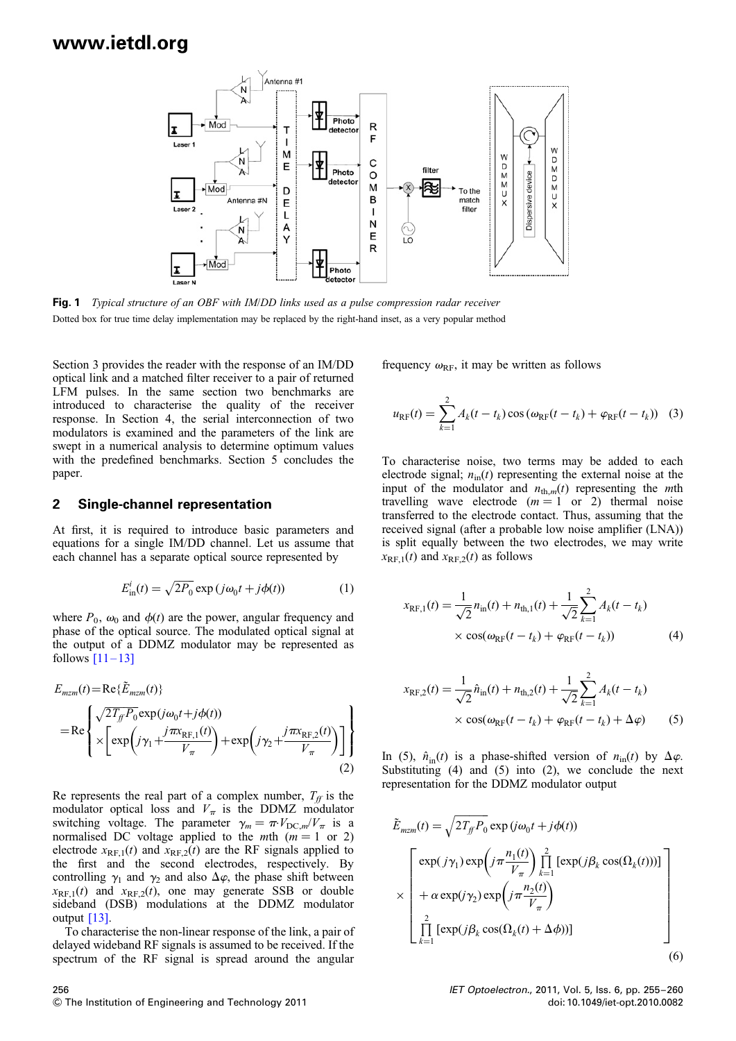**Fig. 1** *Typical structure of an OBF with IM/DD links used as a pulse compression radar receiver*

Dotted box for true time delay implementation may be replaced by the right-hand inset, as a very popular method

Section 3 provides the reader with the response of an IM/DD optical link and a matched filter receiver to a pair of returned LFM pulses. In the same section two benchmarks are introduced to characterise the quality of the receiver response. In Section 4, the serial interconnection of two modulators is examined and the parameters of the link are swept in a numerical analysis to determine optimum values with the predefined benchmarks. Section 5 concludes the paper.

## 2 Single-channel representation

At first, it is required to introduce basic parameters and equations for a single IM/DD channel. Let us assume that each channel has a separate optical source represented by

$$E_{\text{in}}^{i}(t) = \sqrt{2P_0}\exp(j\omega_0 t + j\phi(t)) \tag{1}$$

where $P_0$, $\omega_0$ and $\phi(t)$ are the power, angular frequency and phase of the optical source. The modulated optical signal at the output of a DDMZ modulator may be represented as follows [11–13]

$$E_{mzm}(t) = \text{Re}\{\tilde{E}_{mzm}(t)\} = \text{Re}\left\{\begin{array}{l}\sqrt{2T_{ff}P_0}\exp(j\omega_0 t + j\phi(t)) \\ \times\left[\exp\left(j\gamma_1 + \dfrac{j\pi x_{\text{RF},1}(t)}{V_\pi}\right) + \exp\left(j\gamma_2 + \dfrac{j\pi x_{\text{RF},2}(t)}{V_\pi}\right)\right]\end{array}\right\} \tag{2}$$

Re represents the real part of a complex number, $T_{ff}$ is the modulator optical loss and $V_\pi$ is the DDMZ modulator switching voltage. The parameter $\gamma_m = \pi \cdot V_{\text{DC},m}/V_\pi$ is a normalised DC voltage applied to the $m$th ($m = 1$ or 2) electrode $x_{\text{RF},1}(t)$ and $x_{\text{RF},2}(t)$ are the RF signals applied to the first and the second electrodes, respectively. By controlling $\gamma_1$ and $\gamma_2$ and also $\Delta\varphi$, the phase shift between $x_{\text{RF},1}(t)$ and $x_{\text{RF},2}(t)$, one may generate SSB or double sideband (DSB) modulations at the DDMZ modulator output [13].

To characterise the non-linear response of the link, a pair of delayed wideband RF signals is assumed to be received. If the spectrum of the RF signal is spread around the angular frequency $\omega_{\text{RF}}$, it may be written as follows

$$u_{\text{RF}}(t) = \sum_{k=1}^{2} A_k(t - t_k)\cos(\omega_{\text{RF}}(t - t_k) + \varphi_{\text{RF}}(t - t_k)) \tag{3}$$

To characterise noise, two terms may be added to each electrode signal; $n_{\text{in}}(t)$ representing the external noise at the input of the modulator and $n_{\text{th},m}(t)$ representing the $m$th travelling wave electrode ($m = 1$ or 2) thermal noise transferred to the electrode contact. Thus, assuming that the received signal (after a probable low noise amplifier (LNA)) is split equally between the two electrodes, we may write $x_{\text{RF},1}(t)$ and $x_{\text{RF},2}(t)$ as follows

$$x_{\text{RF},1}(t) = \frac{1}{\sqrt{2}}n_{\text{in}}(t) + n_{\text{th},1}(t) + \frac{1}{\sqrt{2}}\sum_{k=1}^{2} A_k(t - t_k) \times \cos(\omega_{\text{RF}}(t - t_k) + \varphi_{\text{RF}}(t - t_k)) \tag{4}$$

$$x_{\text{RF},2}(t) = \frac{1}{\sqrt{2}}\hat{n}_{\text{in}}(t) + n_{\text{th},2}(t) + \frac{1}{\sqrt{2}}\sum_{k=1}^{2} A_k(t - t_k) \times \cos(\omega_{\text{RF}}(t - t_k) + \varphi_{\text{RF}}(t - t_k) + \Delta\varphi) \tag{5}$$

In (5), $\hat{n}_{\text{in}}(t)$ is a phase-shifted version of $n_{\text{in}}(t)$ by $\Delta\varphi$. Substituting (4) and (5) into (2), we conclude the next representation for the DDMZ modulator output

$$\tilde{E}_{mzm}(t) = \sqrt{2T_{ff}P_0}\exp(j\omega_0 t + j\phi(t)) \times \left[\begin{array}{l}\exp(j\gamma_1)\exp\left(j\pi\dfrac{n_1(t)}{V_\pi}\right)\displaystyle\prod_{k=1}^{2}[\exp(j\beta_k\cos(\Omega_k(t)))] \\ + \alpha\exp(j\gamma_2)\exp\left(j\pi\dfrac{n_2(t)}{V_\pi}\right) \\ \displaystyle\prod_{k=1}^{2}[\exp(j\beta_k\cos(\Omega_k(t) + \Delta\phi))]\end{array}\right] \tag{6}$$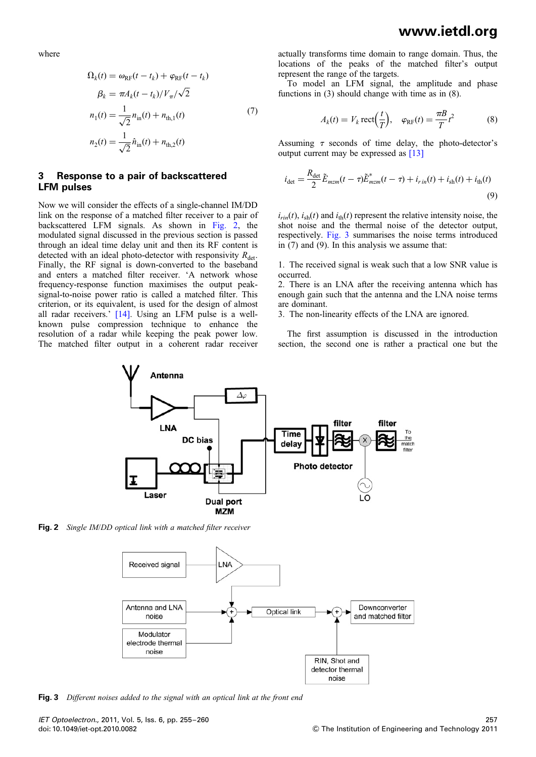where

$$
\begin{aligned}
\Omega_k(t) &= \omega_{\text{RF}}(t - t_k) + \varphi_{\text{RF}}(t - t_k) \\
\beta_k &= \pi A_k(t - t_k)/V_\pi/\sqrt{2} \\
n_1(t) &= \frac{1}{\sqrt{2}} n_{\text{in}}(t) + n_{\text{th},1}(t) \\
n_2(t) &= \frac{1}{\sqrt{2}} \hat{n}_{\text{in}}(t) + n_{\text{th},2}(t)
\end{aligned} \tag{7}
$$

## 3 Response to a pair of backscattered LFM pulses

Now we will consider the effects of a single-channel IM/DD link on the response of a matched filter receiver to a pair of backscattered LFM signals. As shown in Fig. 2, the modulated signal discussed in the previous section is passed through an ideal time delay unit and then its RF content is detected with an ideal photo-detector with responsivity $R_{\text{det}}$. Finally, the RF signal is down-converted to the baseband and enters a matched filter receiver. 'A network whose frequency-response function maximises the output peak-signal-to-noise power ratio is called a matched filter. This criterion, or its equivalent, is used for the design of almost all radar receivers.' [14]. Using an LFM pulse is a well-known pulse compression technique to enhance the resolution of a radar while keeping the peak power low. The matched filter output in a coherent radar receiver actually transforms time domain to range domain. Thus, the locations of the peaks of the matched filter's output represent the range of the targets.

To model an LFM signal, the amplitude and phase functions in (3) should change with time as in (8).

$$
A_k(t) = V_k \,\text{rect}\left(\frac{t}{T}\right), \quad \varphi_{\text{RF}}(t) = \frac{\pi B}{T} t^2 \tag{8}
$$

Assuming $\tau$ seconds of time delay, the photo-detector's output current may be expressed as [13]

$$
i_{\text{det}} = \frac{R_{\text{det}}}{2} \tilde{E}_{mzm}(t - \tau) \tilde{E}^*_{mzm}(t - \tau) + i_{rin}(t) + i_{\text{sh}}(t) + i_{\text{th}}(t) \tag{9}
$$

$i_{rin}(t)$, $i_{\text{sh}}(t)$ and $i_{\text{th}}(t)$ represent the relative intensity noise, the shot noise and the thermal noise of the detector output, respectively. Fig. 3 summarises the noise terms introduced in (7) and (9). In this analysis we assume that:

1. The received signal is weak such that a low SNR value is occurred.
2. There is an LNA after the receiving antenna which has enough gain such that the antenna and the LNA noise terms are dominant.
3. The non-linearity effects of the LNA are ignored.

The first assumption is discussed in the introduction section, the second one is rather a practical one but the

**Fig. 2** *Single IM/DD optical link with a matched filter receiver*

**Fig. 3** *Different noises added to the signal with an optical link at the front end*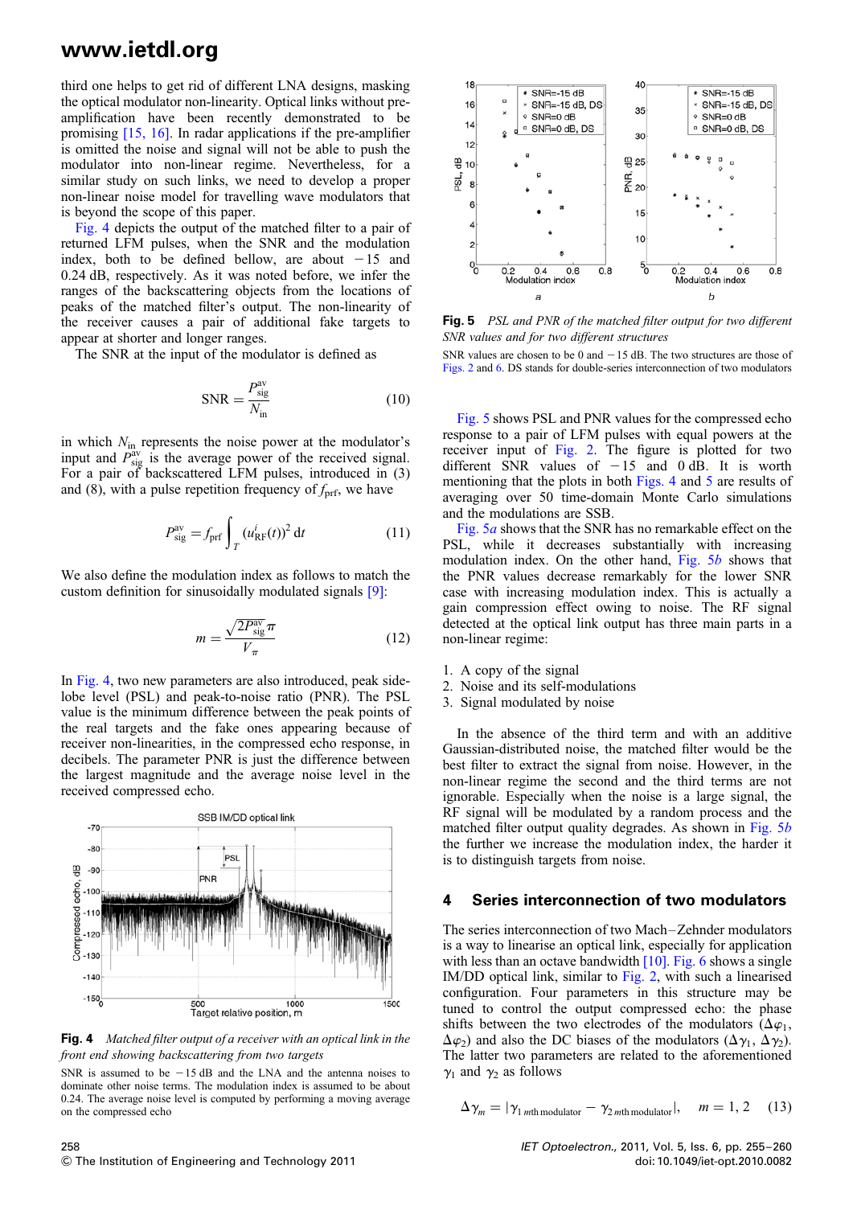third one helps to get rid of different LNA designs, masking the optical modulator non-linearity. Optical links without pre-amplification have been recently demonstrated to be promising [15, 16]. In radar applications if the pre-amplifier is omitted the noise and signal will not be able to push the modulator into non-linear regime. Nevertheless, for a similar study on such links, we need to develop a proper non-linear noise model for travelling wave modulators that is beyond the scope of this paper.

Fig. 4 depicts the output of the matched filter to a pair of returned LFM pulses, when the SNR and the modulation index, both to be defined bellow, are about −15 and 0.24 dB, respectively. As it was noted before, we infer the ranges of the backscattering objects from the locations of peaks of the matched filter's output. The non-linearity of the receiver causes a pair of additional fake targets to appear at shorter and longer ranges.

The SNR at the input of the modulator is defined as

$$\mathrm{SNR} = \frac{P_{\mathrm{sig}}^{\mathrm{av}}}{N_{\mathrm{in}}} \tag{10}$$

in which $N_{\mathrm{in}}$ represents the noise power at the modulator's input and $P_{\mathrm{sig}}^{\mathrm{av}}$ is the average power of the received signal. For a pair of backscattered LFM pulses, introduced in (3) and (8), with a pulse repetition frequency of $f_{\mathrm{prf}}$, we have

$$P_{\mathrm{sig}}^{\mathrm{av}} = f_{\mathrm{prf}} \int_{T} \left(u_{\mathrm{RF}}^{i}(t)\right)^2 \, \mathrm{d}t \tag{11}$$

We also define the modulation index as follows to match the custom definition for sinusoidally modulated signals [9]:

$$m = \frac{\sqrt{2P_{\mathrm{sig}}^{\mathrm{av}}}\,\pi}{V_{\pi}} \tag{12}$$

In Fig. 4, two new parameters are also introduced, peak side-lobe level (PSL) and peak-to-noise ratio (PNR). The PSL value is the minimum difference between the peak points of the real targets and the fake ones appearing because of receiver non-linearities, in the compressed echo response, in decibels. The parameter PNR is just the difference between the largest magnitude and the average noise level in the received compressed echo.

**Fig. 4** *Matched filter output of a receiver with an optical link in the front end showing backscattering from two targets*

SNR is assumed to be −15 dB and the LNA and the antenna noises to dominate other noise terms. The modulation index is assumed to be about 0.24. The average noise level is computed by performing a moving average on the compressed echo

**Fig. 5** *PSL and PNR of the matched filter output for two different SNR values and for two different structures*

SNR values are chosen to be 0 and −15 dB. The two structures are those of Figs. 2 and 6. DS stands for double-series interconnection of two modulators

Fig. 5 shows PSL and PNR values for the compressed echo response to a pair of LFM pulses with equal powers at the receiver input of Fig. 2. The figure is plotted for two different SNR values of −15 and 0 dB. It is worth mentioning that the plots in both Figs. 4 and 5 are results of averaging over 50 time-domain Monte Carlo simulations and the modulations are SSB.

Fig. 5*a* shows that the SNR has no remarkable effect on the PSL, while it decreases substantially with increasing modulation index. On the other hand, Fig. 5*b* shows that the PNR values decrease remarkably for the lower SNR case with increasing modulation index. This is actually a gain compression effect owing to noise. The RF signal detected at the optical link output has three main parts in a non-linear regime:

1. A copy of the signal
2. Noise and its self-modulations
3. Signal modulated by noise

In the absence of the third term and with an additive Gaussian-distributed noise, the matched filter would be the best filter to extract the signal from noise. However, in the non-linear regime the second and the third terms are not ignorable. Especially when the noise is a large signal, the RF signal will be modulated by a random process and the matched filter output quality degrades. As shown in Fig. 5*b* the further we increase the modulation index, the harder it is to distinguish targets from noise.

## 4 Series interconnection of two modulators

The series interconnection of two Mach–Zehnder modulators is a way to linearise an optical link, especially for application with less than an octave bandwidth [10]. Fig. 6 shows a single IM/DD optical link, similar to Fig. 2, with such a linearised configuration. Four parameters in this structure may be tuned to control the output compressed echo: the phase shifts between the two electrodes of the modulators ($\Delta\varphi_1$, $\Delta\varphi_2$) and also the DC biases of the modulators ($\Delta\gamma_1$, $\Delta\gamma_2$). The latter two parameters are related to the aforementioned $\gamma_1$ and $\gamma_2$ as follows

$$\Delta\gamma_m = |\gamma_{1\,m\mathrm{th\,modulator}} - \gamma_{2\,m\mathrm{th\,modulator}}|, \quad m = 1, 2 \tag{13}$$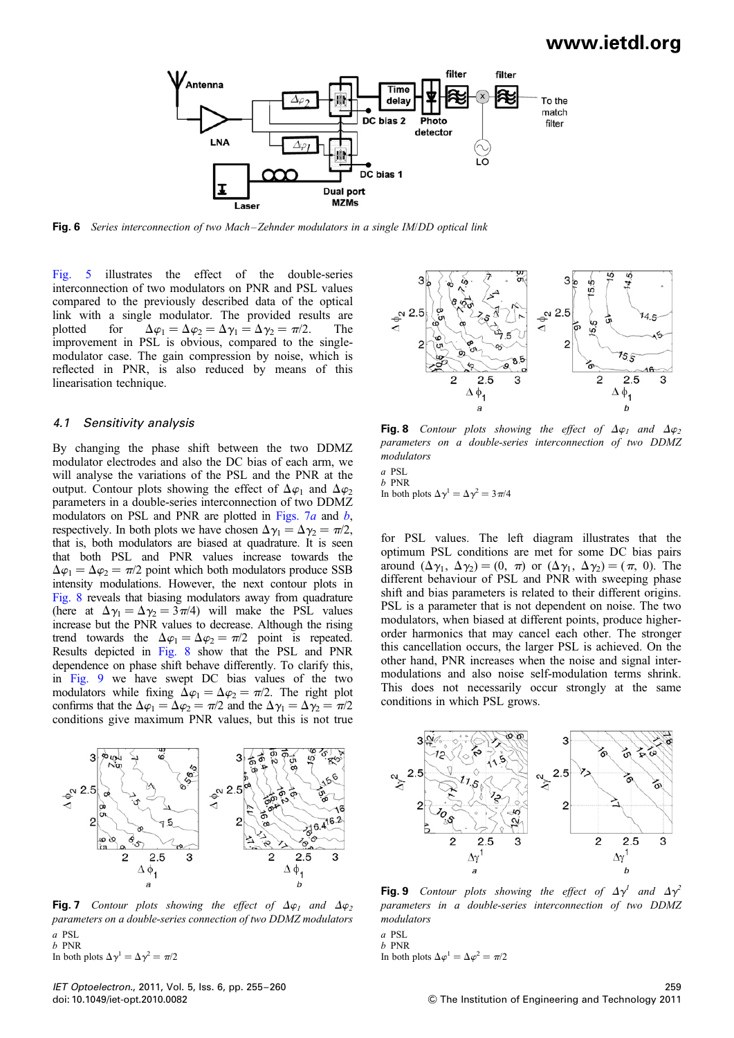**Fig. 6** *Series interconnection of two Mach–Zehnder modulators in a single IM/DD optical link*

Fig. 5 illustrates the effect of the double-series interconnection of two modulators on PNR and PSL values compared to the previously described data of the optical link with a single modulator. The provided results are plotted for $\Delta\varphi_1 = \Delta\varphi_2 = \Delta\gamma_1 = \Delta\gamma_2 = \pi/2$. The improvement in PSL is obvious, compared to the single-modulator case. The gain compression by noise, which is reflected in PNR, is also reduced by means of this linearisation technique.

### 4.1 Sensitivity analysis

By changing the phase shift between the two DDMZ modulator electrodes and also the DC bias of each arm, we will analyse the variations of the PSL and the PNR at the output. Contour plots showing the effect of $\Delta\varphi_1$ and $\Delta\varphi_2$ parameters in a double-series interconnection of two DDMZ modulators on PSL and PNR are plotted in Figs. 7*a* and *b*, respectively. In both plots we have chosen $\Delta\gamma_1 = \Delta\gamma_2 = \pi/2$, that is, both modulators are biased at quadrature. It is seen that both PSL and PNR values increase towards the $\Delta\varphi_1 = \Delta\varphi_2 = \pi/2$ point which both modulators produce SSB intensity modulations. However, the next contour plots in Fig. 8 reveals that biasing modulators away from quadrature (here at $\Delta\gamma_1 = \Delta\gamma_2 = 3\pi/4$) will make the PSL values increase but the PNR values to decrease. Although the rising trend towards the $\Delta\varphi_1 = \Delta\varphi_2 = \pi/2$ point is repeated. Results depicted in Fig. 8 show that the PSL and PNR dependence on phase shift behave differently. To clarify this, in Fig. 9 we have swept DC bias values of the two modulators while fixing $\Delta\varphi_1 = \Delta\varphi_2 = \pi/2$. The right plot confirms that the $\Delta\varphi_1 = \Delta\varphi_2 = \pi/2$ and the $\Delta\gamma_1 = \Delta\gamma_2 = \pi/2$ conditions give maximum PNR values, but this is not true for PSL values. The left diagram illustrates that the optimum PSL conditions are met for some DC bias pairs around $(\Delta\gamma_1, \Delta\gamma_2) = (0, \pi)$ or $(\Delta\gamma_1, \Delta\gamma_2) = (\pi, 0)$. The different behaviour of PSL and PNR with sweeping phase shift and bias parameters is related to their different origins. PSL is a parameter that is not dependent on noise. The two modulators, when biased at different points, produce higher-order harmonics that may cancel each other. The stronger this cancellation occurs, the larger PSL is achieved. On the other hand, PNR increases when the noise and signal inter-modulations and also noise self-modulation terms shrink. This does not necessarily occur strongly at the same conditions in which PSL grows.

**Fig. 7** *Contour plots showing the effect of $\Delta\varphi_1$ and $\Delta\varphi_2$ parameters on a double-series connection of two DDMZ modulators*

*a* PSL
*b* PNR
In both plots $\Delta\gamma^1 = \Delta\gamma^2 = \pi/2$

**Fig. 8** *Contour plots showing the effect of $\Delta\varphi_1$ and $\Delta\varphi_2$ parameters on a double-series interconnection of two DDMZ modulators*

*a* PSL
*b* PNR
In both plots $\Delta\gamma^1 = \Delta\gamma^2 = 3\pi/4$

**Fig. 9** *Contour plots showing the effect of $\Delta\gamma^1$ and $\Delta\gamma^2$ parameters in a double-series interconnection of two DDMZ modulators*

*a* PSL
*b* PNR
In both plots $\Delta\varphi^1 = \Delta\varphi^2 = \pi/2$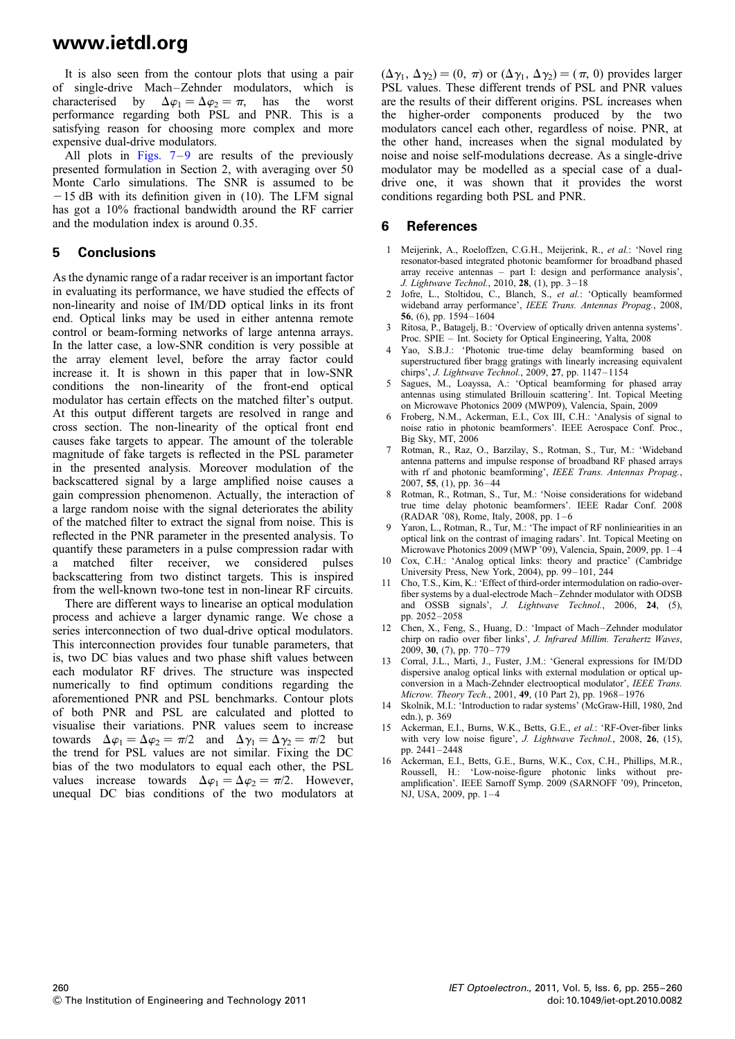It is also seen from the contour plots that using a pair of single-drive Mach–Zehnder modulators, which is characterised by $\Delta\varphi_1 = \Delta\varphi_2 = \pi$, has the worst performance regarding both PSL and PNR. This is a satisfying reason for choosing more complex and more expensive dual-drive modulators.

All plots in Figs. 7–9 are results of the previously presented formulation in Section 2, with averaging over 50 Monte Carlo simulations. The SNR is assumed to be $-15$ dB with its definition given in (10). The LFM signal has got a 10% fractional bandwidth around the RF carrier and the modulation index is around 0.35.

## 5 Conclusions

As the dynamic range of a radar receiver is an important factor in evaluating its performance, we have studied the effects of non-linearity and noise of IM/DD optical links in its front end. Optical links may be used in either antenna remote control or beam-forming networks of large antenna arrays. In the latter case, a low-SNR condition is very possible at the array element level, before the array factor could increase it. It is shown in this paper that in low-SNR conditions the non-linearity of the front-end optical modulator has certain effects on the matched filter's output. At this output different targets are resolved in range and cross section. The non-linearity of the optical front end causes fake targets to appear. The amount of the tolerable magnitude of fake targets is reflected in the PSL parameter in the presented analysis. Moreover modulation of the backscattered signal by a large amplified noise causes a gain compression phenomenon. Actually, the interaction of a large random noise with the signal deteriorates the ability of the matched filter to extract the signal from noise. This is reflected in the PNR parameter in the presented analysis. To quantify these parameters in a pulse compression radar with a matched filter receiver, we considered pulses backscattering from two distinct targets. This is inspired from the well-known two-tone test in non-linear RF circuits.

There are different ways to linearise an optical modulation process and achieve a larger dynamic range. We chose a series interconnection of two dual-drive optical modulators. This interconnection provides four tunable parameters, that is, two DC bias values and two phase shift values between each modulator RF drives. The structure was inspected numerically to find optimum conditions regarding the aforementioned PNR and PSL benchmarks. Contour plots of both PNR and PSL are calculated and plotted to visualise their variations. PNR values seem to increase towards $\Delta\varphi_1 = \Delta\varphi_2 = \pi/2$ and $\Delta\gamma_1 = \Delta\gamma_2 = \pi/2$ but the trend for PSL values are not similar. Fixing the DC bias of the two modulators to equal each other, the PSL values increase towards $\Delta\varphi_1 = \Delta\varphi_2 = \pi/2$. However, unequal DC bias conditions of the two modulators at $(\Delta\gamma_1, \Delta\gamma_2) = (0, \pi)$ or $(\Delta\gamma_1, \Delta\gamma_2) = (\pi, 0)$ provides larger PSL values. These different trends of PSL and PNR values are the results of their different origins. PSL increases when the higher-order components produced by the two modulators cancel each other, regardless of noise. PNR, at the other hand, increases when the signal modulated by noise and noise self-modulations decrease. As a single-drive modulator may be modelled as a special case of a dual-drive one, it was shown that it provides the worst conditions regarding both PSL and PNR.

## 6 References

1. Meijerink, A., Roeloffzen, C.G.H., Meijerink, R., *et al.*: 'Novel ring resonator-based integrated photonic beamformer for broadband phased array receive antennas – part I: design and performance analysis', *J. Lightwave Technol.*, 2010, **28**, (1), pp. 3–18
2. Jofre, L., Stoltidou, C., Blanch, S., *et al.*: 'Optically beamformed wideband array performance', *IEEE Trans. Antennas Propag.*, 2008, **56**, (6), pp. 1594–1604
3. Ritosa, P., Batagelj, B.: 'Overview of optically driven antenna systems'. Proc. SPIE – Int. Society for Optical Engineering, Yalta, 2008
4. Yao, S.B.J.: 'Photonic true-time delay beamforming based on superstructured fiber bragg gratings with linearly increasing equivalent chirps', *J. Lightwave Technol.*, 2009, **27**, pp. 1147–1154
5. Sagues, M., Loayssa, A.: 'Optical beamforming for phased array antennas using stimulated Brillouin scattering'. Int. Topical Meeting on Microwave Photonics 2009 (MWP09), Valencia, Spain, 2009
6. Froberg, N.M., Ackerman, E.I., Cox III, C.H.: 'Analysis of signal to noise ratio in photonic beamformers'. IEEE Aerospace Conf. Proc., Big Sky, MT, 2006
7. Rotman, R., Raz, O., Barzilay, S., Rotman, S., Tur, M.: 'Wideband antenna patterns and impulse response of broadband RF phased arrays with rf and photonic beamforming', *IEEE Trans. Antennas Propag.*, 2007, **55**, (1), pp. 36–44
8. Rotman, R., Rotman, S., Tur, M.: 'Noise considerations for wideband true time delay photonic beamformers'. IEEE Radar Conf. 2008 (RADAR '08), Rome, Italy, 2008, pp. 1–6
9. Yaron, L., Rotman, R., Tur, M.: 'The impact of RF nonliniearities in an optical link on the contrast of imaging radars'. Int. Topical Meeting on Microwave Photonics 2009 (MWP '09), Valencia, Spain, 2009, pp. 1–4
10. Cox, C.H.: 'Analog optical links: theory and practice' (Cambridge University Press, New York, 2004), pp. 99–101, 244
11. Cho, T.S., Kim, K.: 'Effect of third-order intermodulation on radio-over-fiber systems by a dual-electrode Mach–Zehnder modulator with ODSB and OSSB signals', *J. Lightwave Technol.*, 2006, **24**, (5), pp. 2052–2058
12. Chen, X., Feng, S., Huang, D.: 'Impact of Mach–Zehnder modulator chirp on radio over fiber links', *J. Infrared Millim. Terahertz Waves*, 2009, **30**, (7), pp. 770–779
13. Corral, J.L., Marti, J., Fuster, J.M.: 'General expressions for IM/DD dispersive analog optical links with external modulation or optical up-conversion in a Mach-Zehnder electrooptical modulator', *IEEE Trans. Microw. Theory Tech.*, 2001, **49**, (10 Part 2), pp. 1968–1976
14. Skolnik, M.I.: 'Introduction to radar systems' (McGraw-Hill, 1980, 2nd edn.), p. 369
15. Ackerman, E.I., Burns, W.K., Betts, G.E., *et al.*: 'RF-Over-fiber links with very low noise figure', *J. Lightwave Technol.*, 2008, **26**, (15), pp. 2441–2448
16. Ackerman, E.I., Betts, G.E., Burns, W.K., Cox, C.H., Phillips, M.R., Roussell, H.: 'Low-noise-figure photonic links without pre-amplification'. IEEE Sarnoff Symp. 2009 (SARNOFF '09), Princeton, NJ, USA, 2009, pp. 1–4